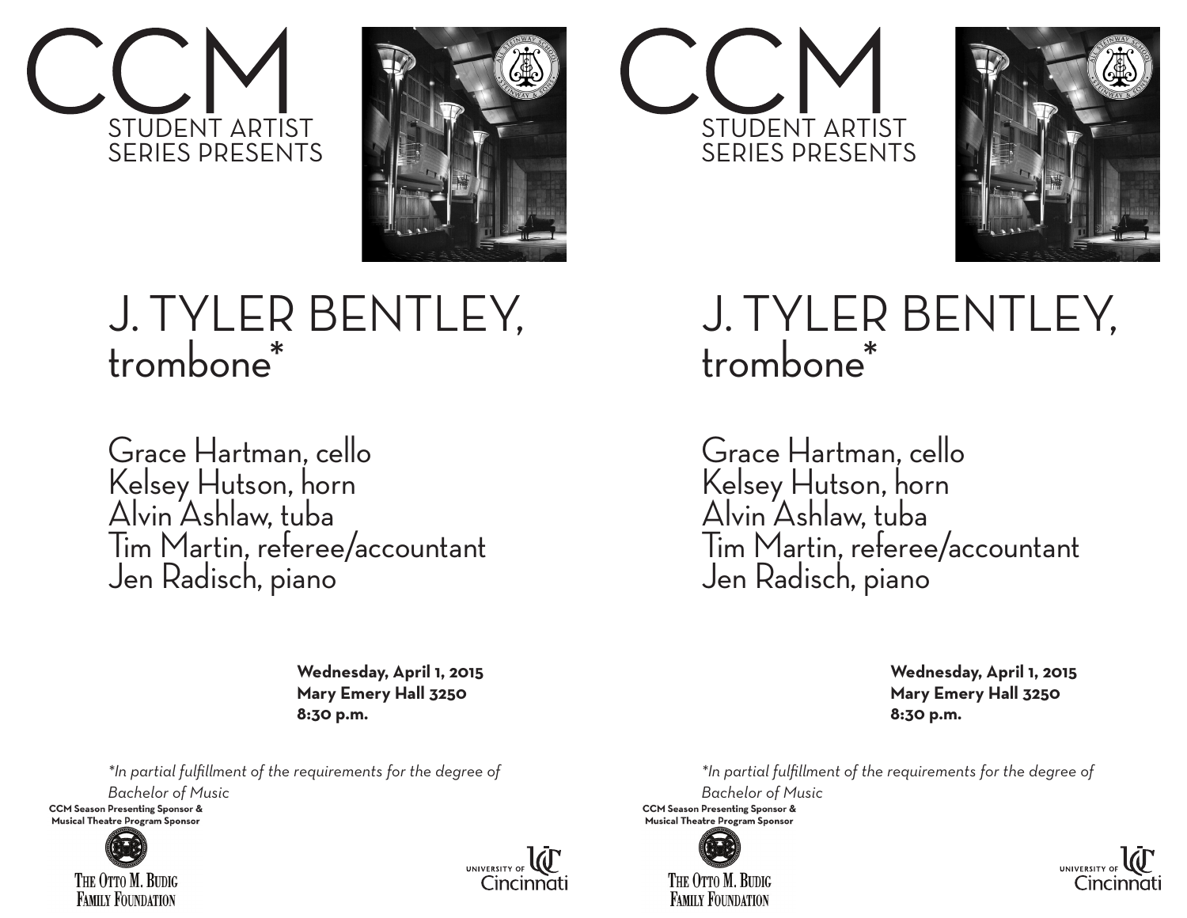# CCM

STUDENT ARTIST SERIES PRESENTS

# J. TYLER BENTLEY, trombone*

Grace Hartman, cello
Kelsey Hutson, horn
Alvin Ashlaw, tuba
Tim Martin, referee/accountant
Jen Radisch, piano

**Wednesday, April 1, 2015**
**Mary Emery Hall 3250**
**8:30 p.m.**

*\*In partial fulfillment of the requirements for the degree of Bachelor of Music*

**CCM Season Presenting Sponsor & Musical Theatre Program Sponsor**

The Otto M. Budig Family Foundation

University of Cincinnati

# CCM

STUDENT ARTIST SERIES PRESENTS

# J. TYLER BENTLEY, trombone*

Grace Hartman, cello
Kelsey Hutson, horn
Alvin Ashlaw, tuba
Tim Martin, referee/accountant
Jen Radisch, piano

**Wednesday, April 1, 2015**
**Mary Emery Hall 3250**
**8:30 p.m.**

*\*In partial fulfillment of the requirements for the degree of Bachelor of Music*

**CCM Season Presenting Sponsor & Musical Theatre Program Sponsor**

The Otto M. Budig Family Foundation

University of Cincinnati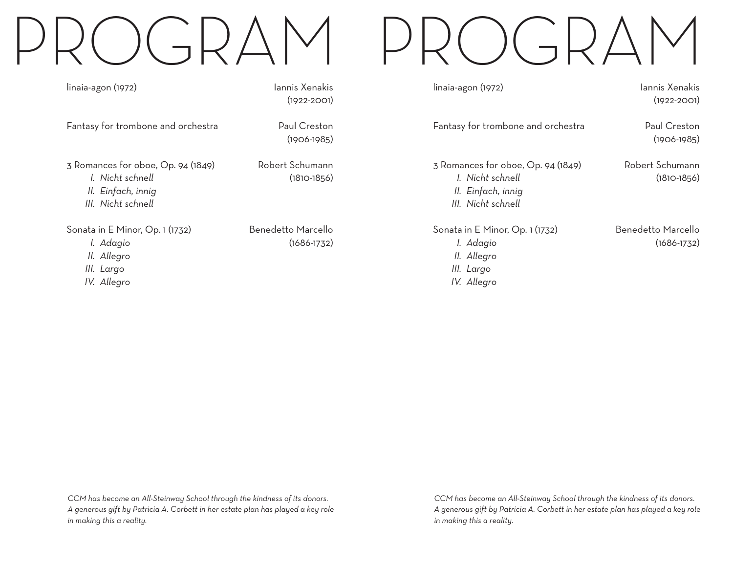# PROGRAM

| | |
|---|---|
| linaia-agon (1972) | Iannis Xenakis (1922-2001) |
| Fantasy for trombone and orchestra | Paul Creston (1906-1985) |
| 3 Romances for oboe, Op. 94 (1849) | Robert Schumann (1810-1856) |
| I. *Nicht schnell* | |
| II. *Einfach, innig* | |
| III. *Nicht schnell* | |
| Sonata in E Minor, Op. 1 (1732) | Benedetto Marcello (1686-1732) |
| I. *Adagio* | |
| II. *Allegro* | |
| III. *Largo* | |
| IV. *Allegro* | |

*CCM has become an All-Steinway School through the kindness of its donors. A generous gift by Patricia A. Corbett in her estate plan has played a key role in making this a reality.*

# PROGRAM

| | |
|---|---|
| linaia-agon (1972) | Iannis Xenakis (1922-2001) |
| Fantasy for trombone and orchestra | Paul Creston (1906-1985) |
| 3 Romances for oboe, Op. 94 (1849) | Robert Schumann (1810-1856) |
| I. *Nicht schnell* | |
| II. *Einfach, innig* | |
| III. *Nicht schnell* | |
| Sonata in E Minor, Op. 1 (1732) | Benedetto Marcello (1686-1732) |
| I. *Adagio* | |
| II. *Allegro* | |
| III. *Largo* | |
| IV. *Allegro* | |

*CCM has become an All-Steinway School through the kindness of its donors. A generous gift by Patricia A. Corbett in her estate plan has played a key role in making this a reality.*